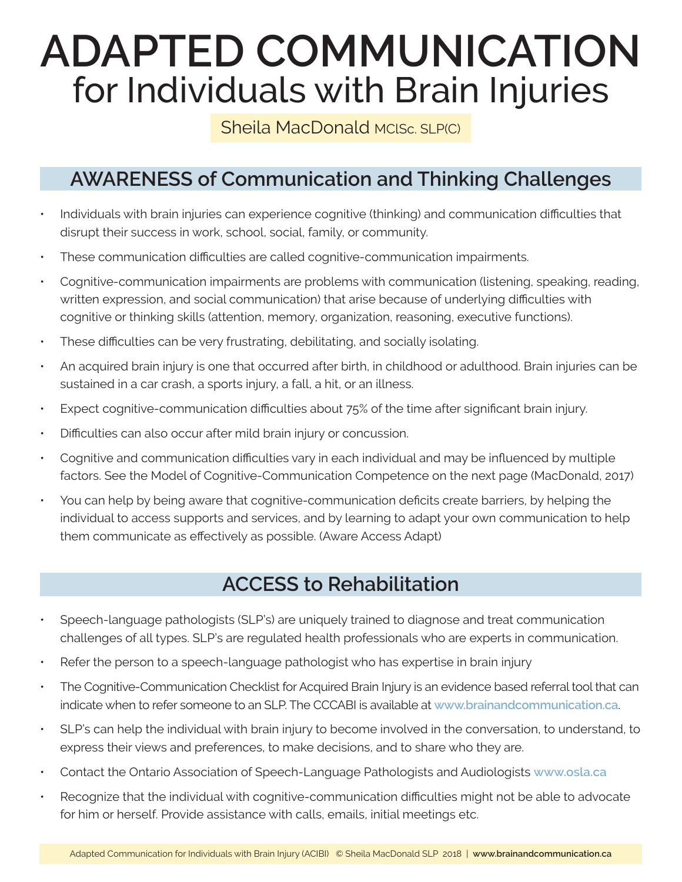# ADAPTED COMMUNICATION
## for Individuals with Brain Injuries

Sheila MacDonald MClSc. SLP(C)

## AWARENESS of Communication and Thinking Challenges

- Individuals with brain injuries can experience cognitive (thinking) and communication difficulties that disrupt their success in work, school, social, family, or community.
- These communication difficulties are called cognitive-communication impairments.
- Cognitive-communication impairments are problems with communication (listening, speaking, reading, written expression, and social communication) that arise because of underlying difficulties with cognitive or thinking skills (attention, memory, organization, reasoning, executive functions).
- These difficulties can be very frustrating, debilitating, and socially isolating.
- An acquired brain injury is one that occurred after birth, in childhood or adulthood. Brain injuries can be sustained in a car crash, a sports injury, a fall, a hit, or an illness.
- Expect cognitive-communication difficulties about 75% of the time after significant brain injury.
- Difficulties can also occur after mild brain injury or concussion.
- Cognitive and communication difficulties vary in each individual and may be influenced by multiple factors. See the Model of Cognitive-Communication Competence on the next page (MacDonald, 2017)
- You can help by being aware that cognitive-communication deficits create barriers, by helping the individual to access supports and services, and by learning to adapt your own communication to help them communicate as effectively as possible. (Aware Access Adapt)

## ACCESS to Rehabilitation

- Speech-language pathologists (SLP's) are uniquely trained to diagnose and treat communication challenges of all types. SLP's are regulated health professionals who are experts in communication.
- Refer the person to a speech-language pathologist who has expertise in brain injury
- The Cognitive-Communication Checklist for Acquired Brain Injury is an evidence based referral tool that can indicate when to refer someone to an SLP. The CCCABI is available at www.brainandcommunication.ca.
- SLP's can help the individual with brain injury to become involved in the conversation, to understand, to express their views and preferences, to make decisions, and to share who they are.
- Contact the Ontario Association of Speech-Language Pathologists and Audiologists www.osla.ca
- Recognize that the individual with cognitive-communication difficulties might not be able to advocate for him or herself. Provide assistance with calls, emails, initial meetings etc.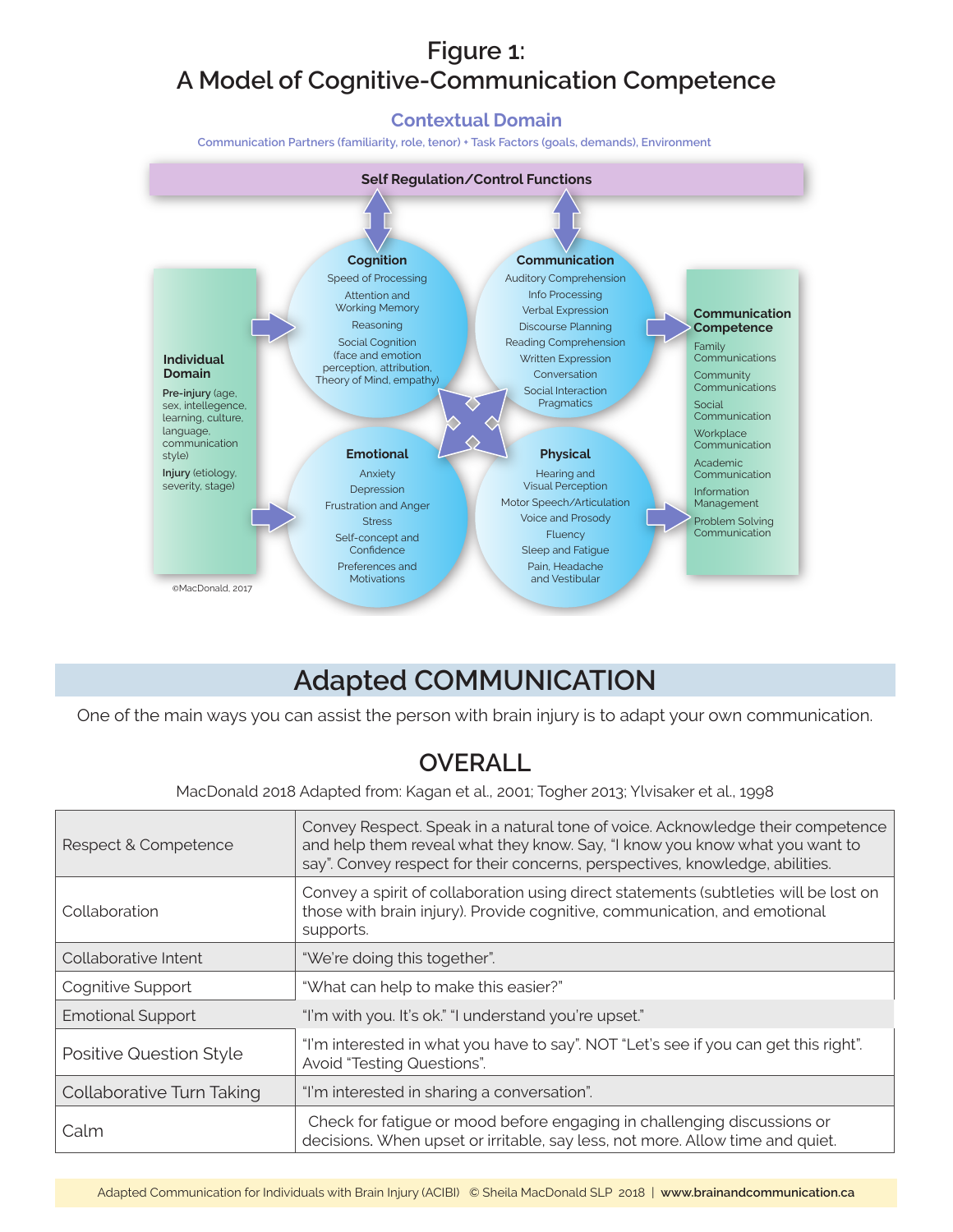# Figure 1:
# A Model of Cognitive-Communication Competence

### Contextual Domain

Communication Partners (familiarity, role, tenor) + Task Factors (goals, demands), Environment

**Self Regulation/Control Functions**

**Individual Domain**

**Pre-injury** (age, sex, intellegence, learning, culture, language, communication style)

**Injury** (etiology, severity, stage)

**Cognition**
Speed of Processing
Attention and Working Memory
Reasoning
Social Cognition (face and emotion perception, attribution, Theory of Mind, empathy)

**Communication**
Auditory Comprehension
Info Processing
Verbal Expression
Discourse Planning
Reading Comprehension
Written Expression
Conversation
Social Interaction Pragmatics

**Emotional**
Anxiety
Depression
Frustration and Anger
Stress
Self-concept and Confidence
Preferences and Motivations

**Physical**
Hearing and Visual Perception
Motor Speech/Articulation
Voice and Prosody
Fluency
Sleep and Fatigue
Pain, Headache and Vestibular

**Communication Competence**
Family Communications
Community Communications
Social Communication
Workplace Communication
Academic Communication
Information Management
Problem Solving Communication

©MacDonald, 2017

## Adapted COMMUNICATION

One of the main ways you can assist the person with brain injury is to adapt your own communication.

## OVERALL

MacDonald 2018 Adapted from: Kagan et al., 2001; Togher 2013; Ylvisaker et al., 1998

| | |
|---|---|
| Respect & Competence | Convey Respect. Speak in a natural tone of voice. Acknowledge their competence and help them reveal what they know. Say, "I know you know what you want to say". Convey respect for their concerns, perspectives, knowledge, abilities. |
| Collaboration | Convey a spirit of collaboration using direct statements (subtleties will be lost on those with brain injury). Provide cognitive, communication, and emotional supports. |
| Collaborative Intent | "We're doing this together". |
| Cognitive Support | "What can help to make this easier?" |
| Emotional Support | "I'm with you. It's ok." "I understand you're upset." |
| Positive Question Style | "I'm interested in what you have to say". NOT "Let's see if you can get this right". Avoid "Testing Questions". |
| Collaborative Turn Taking | "I'm interested in sharing a conversation". |
| Calm | Check for fatigue or mood before engaging in challenging discussions or decisions. When upset or irritable, say less, not more. Allow time and quiet. |

Adapted Communication for Individuals with Brain Injury (ACIBI) © Sheila MacDonald SLP 2018 | **www.brainandcommunication.ca**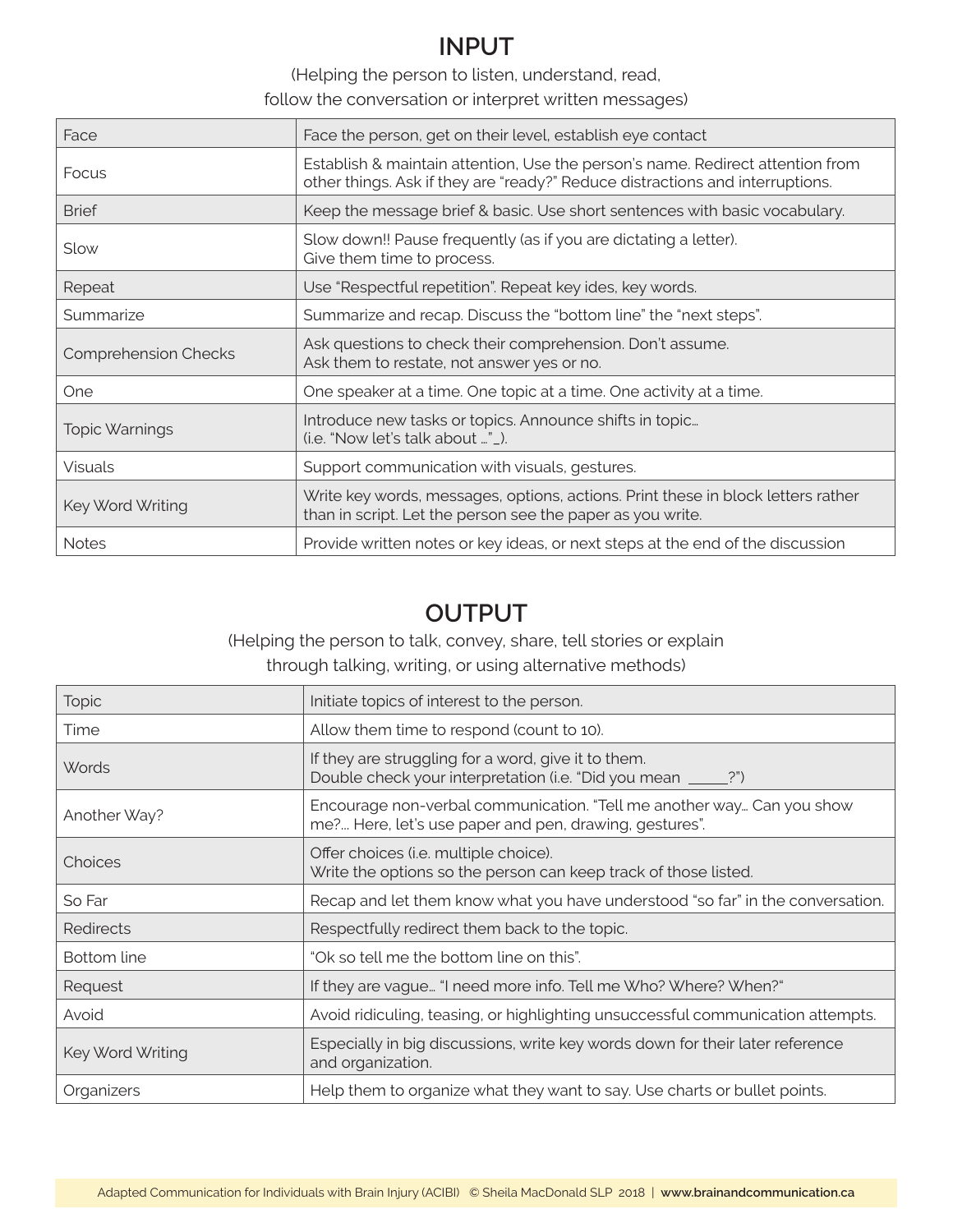# INPUT

(Helping the person to listen, understand, read, follow the conversation or interpret written messages)

| | |
|---|---|
| Face | Face the person, get on their level, establish eye contact |
| Focus | Establish & maintain attention, Use the person's name. Redirect attention from other things. Ask if they are "ready?" Reduce distractions and interruptions. |
| Brief | Keep the message brief & basic. Use short sentences with basic vocabulary. |
| Slow | Slow down!! Pause frequently (as if you are dictating a letter). Give them time to process. |
| Repeat | Use "Respectful repetition". Repeat key ides, key words. |
| Summarize | Summarize and recap. Discuss the "bottom line" the "next steps". |
| Comprehension Checks | Ask questions to check their comprehension. Don't assume. Ask them to restate, not answer yes or no. |
| One | One speaker at a time. One topic at a time. One activity at a time. |
| Topic Warnings | Introduce new tasks or topics. Announce shifts in topic… (i.e. "Now let's talk about …"_). |
| Visuals | Support communication with visuals, gestures. |
| Key Word Writing | Write key words, messages, options, actions. Print these in block letters rather than in script. Let the person see the paper as you write. |
| Notes | Provide written notes or key ideas, or next steps at the end of the discussion |

# OUTPUT

(Helping the person to talk, convey, share, tell stories or explain through talking, writing, or using alternative methods)

| | |
|---|---|
| Topic | Initiate topics of interest to the person. |
| Time | Allow them time to respond (count to 10). |
| Words | If they are struggling for a word, give it to them. Double check your interpretation (i.e. "Did you mean _____?") |
| Another Way? | Encourage non-verbal communication. "Tell me another way… Can you show me?… Here, let's use paper and pen, drawing, gestures". |
| Choices | Offer choices (i.e. multiple choice). Write the options so the person can keep track of those listed. |
| So Far | Recap and let them know what you have understood "so far" in the conversation. |
| Redirects | Respectfully redirect them back to the topic. |
| Bottom line | "Ok so tell me the bottom line on this". |
| Request | If they are vague… "I need more info. Tell me Who? Where? When?" |
| Avoid | Avoid ridiculing, teasing, or highlighting unsuccessful communication attempts. |
| Key Word Writing | Especially in big discussions, write key words down for their later reference and organization. |
| Organizers | Help them to organize what they want to say. Use charts or bullet points. |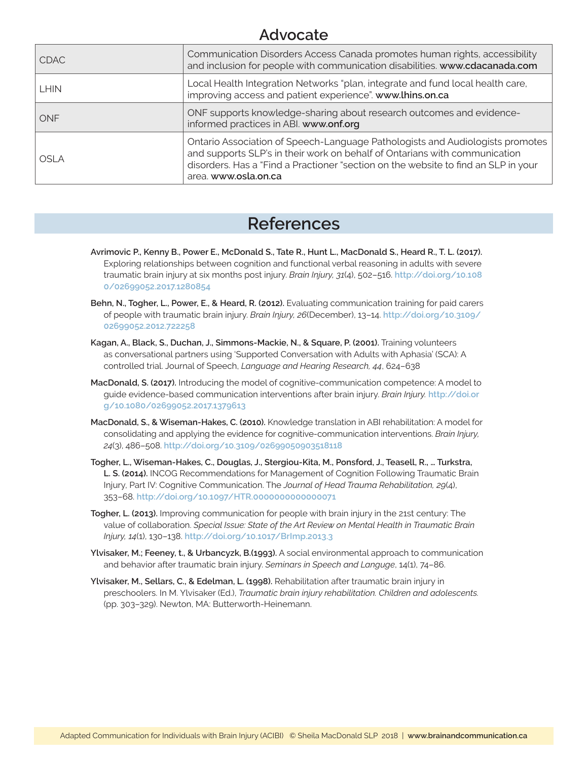## Advocate

| | |
|---|---|
| CDAC | Communication Disorders Access Canada promotes human rights, accessibility and inclusion for people with communication disabilities. **www.cdacanada.com** |
| LHIN | Local Health Integration Networks "plan, integrate and fund local health care, improving access and patient experience". **www.lhins.on.ca** |
| ONF | ONF supports knowledge-sharing about research outcomes and evidence-informed practices in ABI. **www.onf.org** |
| OSLA | Ontario Association of Speech-Language Pathologists and Audiologists promotes and supports SLP's in their work on behalf of Ontarians with communication disorders. Has a "Find a Practioner "section on the website to find an SLP in your area. **www.osla.on.ca** |

# References

**Avrimovic P., Kenny B., Power E., McDonald S., Tate R., Hunt L., MacDonald S., Heard R., T. L. (2017).** Exploring relationships between cognition and functional verbal reasoning in adults with severe traumatic brain injury at six months post injury. *Brain Injury, 31*(4), 502–516. http://doi.org/10.1080/02699052.2017.1280854

**Behn, N., Togher, L., Power, E., & Heard, R. (2012).** Evaluating communication training for paid carers of people with traumatic brain injury. *Brain Injury, 26*(December), 13–14. http://doi.org/10.3109/02699052.2012.722258

**Kagan, A., Black, S., Duchan, J., Simmons-Mackie, N., & Square, P. (2001).** Training volunteers as conversational partners using 'Supported Conversation with Adults with Aphasia' (SCA): A controlled trial. Journal of Speech, *Language and Hearing Research, 44*, 624–638

**MacDonald, S. (2017).** Introducing the model of cognitive-communication competence: A model to guide evidence-based communication interventions after brain injury. *Brain Injury.* http://doi.org/10.1080/02699052.2017.1379613

**MacDonald, S., & Wiseman-Hakes, C. (2010).** Knowledge translation in ABI rehabilitation: A model for consolidating and applying the evidence for cognitive-communication interventions. *Brain Injury, 24*(3), 486–508. http://doi.org/10.3109/02699050903518118

**Togher, L., Wiseman-Hakes, C., Douglas, J., Stergiou-Kita, M., Ponsford, J., Teasell, R., … Turkstra, L. S. (2014).** INCOG Recommendations for Management of Cognition Following Traumatic Brain Injury, Part IV: Cognitive Communication. The *Journal of Head Trauma Rehabilitation, 29*(4), 353–68. http://doi.org/10.1097/HTR.0000000000000071

**Togher, L. (2013).** Improving communication for people with brain injury in the 21st century: The value of collaboration. *Special Issue: State of the Art Review on Mental Health in Traumatic Brain Injury, 14*(1), 130–138. http://doi.org/10.1017/BrImp.2013.3

**Ylvisaker, M.; Feeney, t., & Urbancyzk, B.(1993).** A social environmental approach to communication and behavior after traumatic brain injury. *Seminars in Speech and Language*, 14(1), 74–86.

**Ylvisaker, M., Sellars, C., & Edelman, L. (1998).** Rehabilitation after traumatic brain injury in preschoolers. In M. Ylvisaker (Ed.), *Traumatic brain injury rehabilitation. Children and adolescents.* (pp. 303–329). Newton, MA: Butterworth-Heinemann.